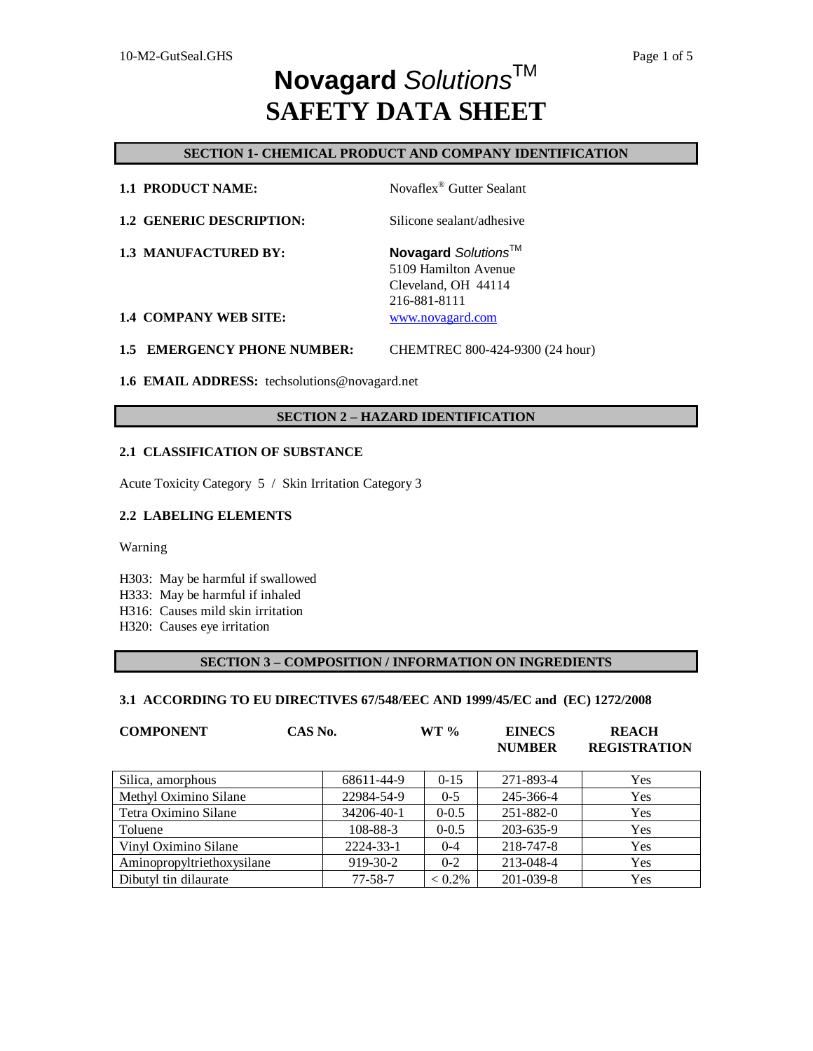# **Novagard** *Solutions*™
# SAFETY DATA SHEET

## SECTION 1- CHEMICAL PRODUCT AND COMPANY IDENTIFICATION

**1.1 PRODUCT NAME:** Novaflex® Gutter Sealant

**1.2 GENERIC DESCRIPTION:** Silicone sealant/adhesive

**1.3 MANUFACTURED BY:** **Novagard** *Solutions*™
5109 Hamilton Avenue
Cleveland, OH 44114
216-881-8111

**1.4 COMPANY WEB SITE:** www.novagard.com

**1.5 EMERGENCY PHONE NUMBER:** CHEMTREC 800-424-9300 (24 hour)

**1.6 EMAIL ADDRESS:** techsolutions@novagard.net

## SECTION 2 – HAZARD IDENTIFICATION

### 2.1 CLASSIFICATION OF SUBSTANCE

Acute Toxicity Category 5 / Skin Irritation Category 3

### 2.2 LABELING ELEMENTS

Warning

H303: May be harmful if swallowed
H333: May be harmful if inhaled
H316: Causes mild skin irritation
H320: Causes eye irritation

## SECTION 3 – COMPOSITION / INFORMATION ON INGREDIENTS

### 3.1 ACCORDING TO EU DIRECTIVES 67/548/EEC AND 1999/45/EC and (EC) 1272/2008

| COMPONENT | CAS No. | WT % | EINECS NUMBER | REACH REGISTRATION |
|---|---|---|---|---|
| Silica, amorphous | 68611-44-9 | 0-15 | 271-893-4 | Yes |
| Methyl Oximino Silane | 22984-54-9 | 0-5 | 245-366-4 | Yes |
| Tetra Oximino Silane | 34206-40-1 | 0-0.5 | 251-882-0 | Yes |
| Toluene | 108-88-3 | 0-0.5 | 203-635-9 | Yes |
| Vinyl Oximino Silane | 2224-33-1 | 0-4 | 218-747-8 | Yes |
| Aminopropyltriethoxysilane | 919-30-2 | 0-2 | 213-048-4 | Yes |
| Dibutyl tin dilaurate | 77-58-7 | < 0.2% | 201-039-8 | Yes |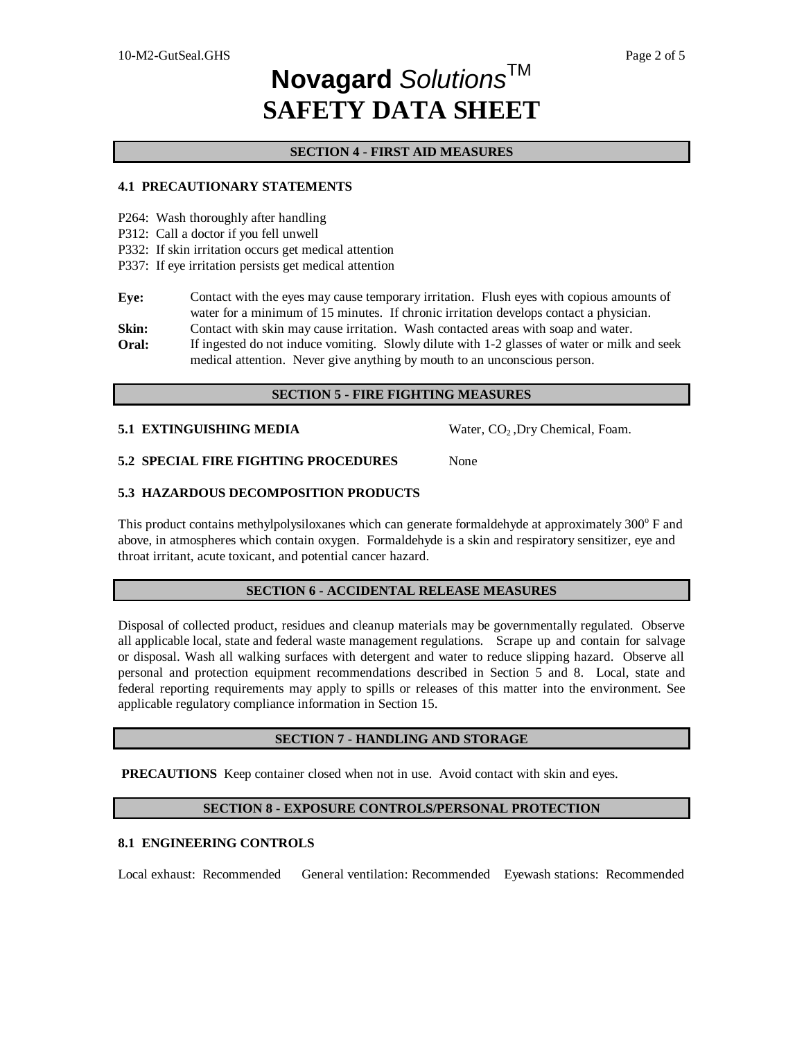# **Novagard** *Solutions*™
# SAFETY DATA SHEET

## SECTION 4 - FIRST AID MEASURES

### 4.1 PRECAUTIONARY STATEMENTS

P264: Wash thoroughly after handling
P312: Call a doctor if you fell unwell
P332: If skin irritation occurs get medical attention
P337: If eye irritation persists get medical attention

**Eye:** Contact with the eyes may cause temporary irritation. Flush eyes with copious amounts of water for a minimum of 15 minutes. If chronic irritation develops contact a physician.

**Skin:** Contact with skin may cause irritation. Wash contacted areas with soap and water.

**Oral:** If ingested do not induce vomiting. Slowly dilute with 1-2 glasses of water or milk and seek medical attention. Never give anything by mouth to an unconscious person.

## SECTION 5 - FIRE FIGHTING MEASURES

**5.1 EXTINGUISHING MEDIA** Water, $CO_2$ ,Dry Chemical, Foam.

**5.2 SPECIAL FIRE FIGHTING PROCEDURES** None

**5.3 HAZARDOUS DECOMPOSITION PRODUCTS**

This product contains methylpolysiloxanes which can generate formaldehyde at approximately 300° F and above, in atmospheres which contain oxygen. Formaldehyde is a skin and respiratory sensitizer, eye and throat irritant, acute toxicant, and potential cancer hazard.

## SECTION 6 - ACCIDENTAL RELEASE MEASURES

Disposal of collected product, residues and cleanup materials may be governmentally regulated. Observe all applicable local, state and federal waste management regulations. Scrape up and contain for salvage or disposal. Wash all walking surfaces with detergent and water to reduce slipping hazard. Observe all personal and protection equipment recommendations described in Section 5 and 8. Local, state and federal reporting requirements may apply to spills or releases of this matter into the environment. See applicable regulatory compliance information in Section 15.

## SECTION 7 - HANDLING AND STORAGE

**PRECAUTIONS** Keep container closed when not in use. Avoid contact with skin and eyes.

## SECTION 8 - EXPOSURE CONTROLS/PERSONAL PROTECTION

### 8.1 ENGINEERING CONTROLS

Local exhaust: Recommended General ventilation: Recommended Eyewash stations: Recommended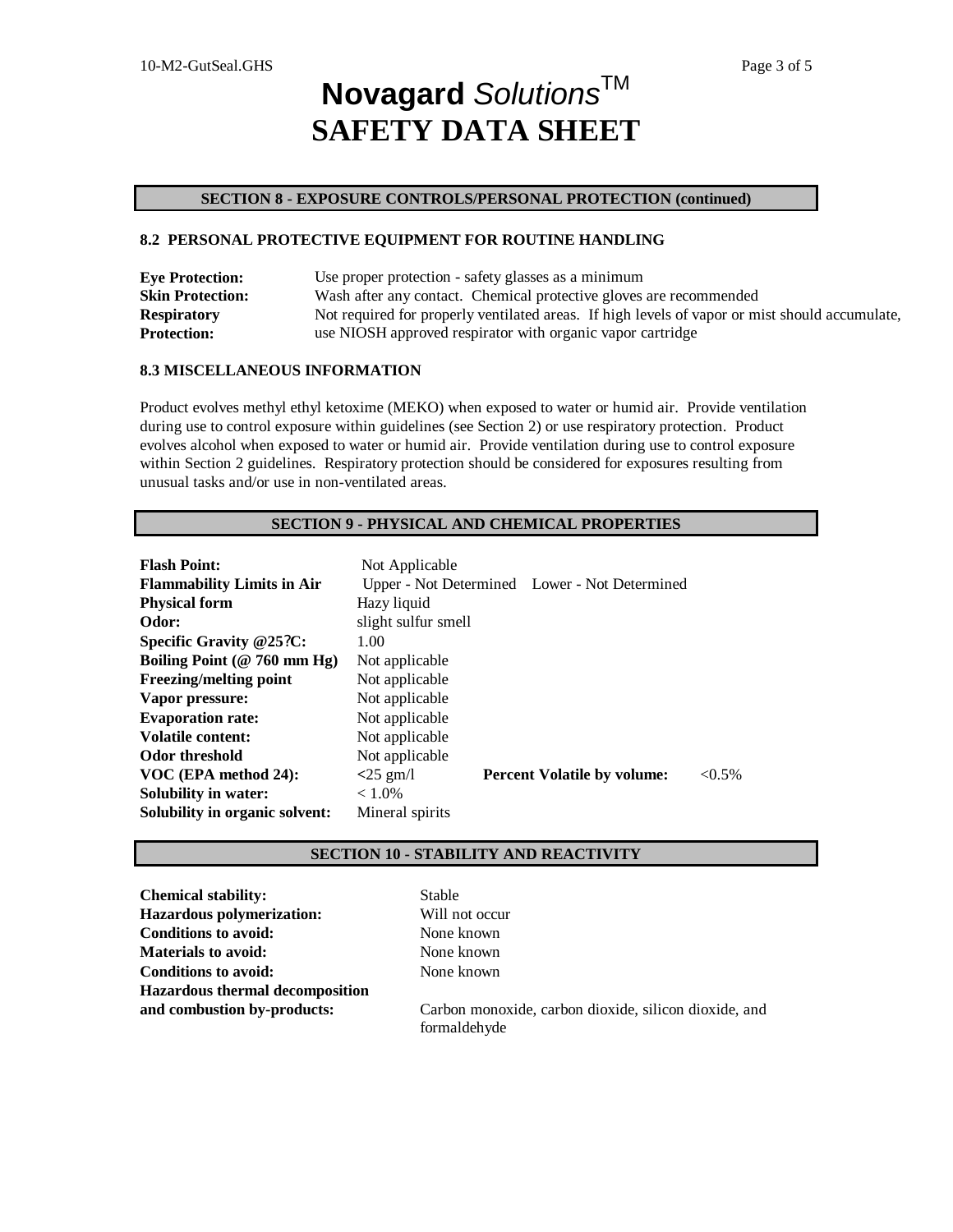# Novagard *Solutions*™
# SAFETY DATA SHEET

## SECTION 8 - EXPOSURE CONTROLS/PERSONAL PROTECTION (continued)

### 8.2 PERSONAL PROTECTIVE EQUIPMENT FOR ROUTINE HANDLING

| | |
|---|---|
| **Eye Protection:** | Use proper protection - safety glasses as a minimum |
| **Skin Protection:** | Wash after any contact. Chemical protective gloves are recommended |
| **Respiratory Protection:** | Not required for properly ventilated areas. If high levels of vapor or mist should accumulate, use NIOSH approved respirator with organic vapor cartridge |

### 8.3 MISCELLANEOUS INFORMATION

Product evolves methyl ethyl ketoxime (MEKO) when exposed to water or humid air. Provide ventilation during use to control exposure within guidelines (see Section 2) or use respiratory protection. Product evolves alcohol when exposed to water or humid air. Provide ventilation during use to control exposure within Section 2 guidelines. Respiratory protection should be considered for exposures resulting from unusual tasks and/or use in non-ventilated areas.

## SECTION 9 - PHYSICAL AND CHEMICAL PROPERTIES

| | | | |
|---|---|---|---|
| **Flash Point:** | Not Applicable | | |
| **Flammability Limits in Air** | Upper - Not Determined | Lower - Not Determined | |
| **Physical form** | Hazy liquid | | |
| **Odor:** | slight sulfur smell | | |
| **Specific Gravity @25?C:** | 1.00 | | |
| **Boiling Point (@ 760 mm Hg)** | Not applicable | | |
| **Freezing/melting point** | Not applicable | | |
| **Vapor pressure:** | Not applicable | | |
| **Evaporation rate:** | Not applicable | | |
| **Volatile content:** | Not applicable | | |
| **Odor threshold** | Not applicable | | |
| **VOC (EPA method 24):** | <25 gm/l | **Percent Volatile by volume:** | <0.5% |
| **Solubility in water:** | < 1.0% | | |
| **Solubility in organic solvent:** | Mineral spirits | | |

## SECTION 10 - STABILITY AND REACTIVITY

| | |
|---|---|
| **Chemical stability:** | Stable |
| **Hazardous polymerization:** | Will not occur |
| **Conditions to avoid:** | None known |
| **Materials to avoid:** | None known |
| **Conditions to avoid:** | None known |
| **Hazardous thermal decomposition and combustion by-products:** | Carbon monoxide, carbon dioxide, silicon dioxide, and formaldehyde |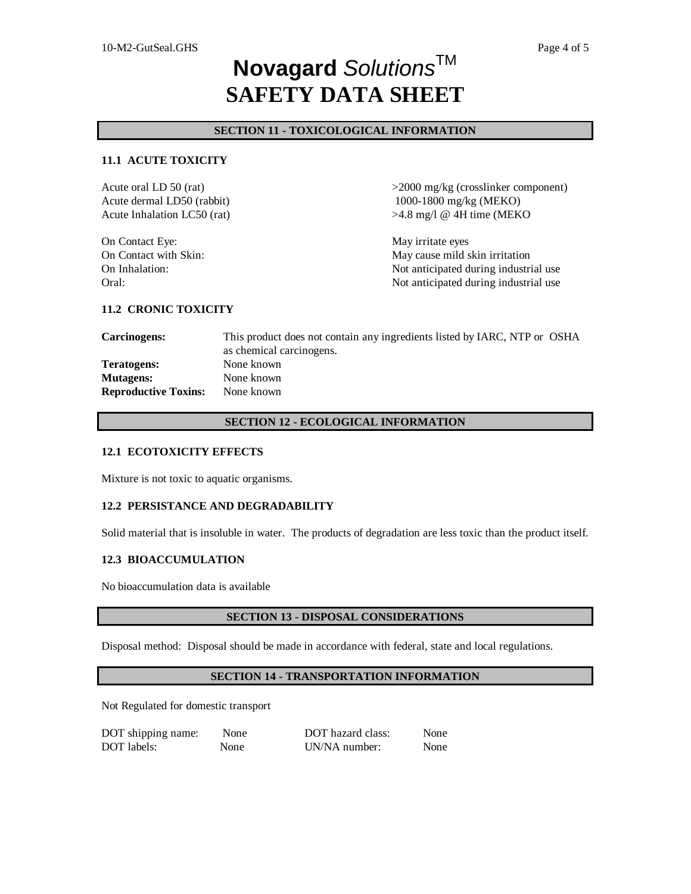# Novagard *Solutions*™
# SAFETY DATA SHEET

## SECTION 11 - TOXICOLOGICAL INFORMATION

### 11.1 ACUTE TOXICITY

| | |
|---|---|
| Acute oral LD 50 (rat) | >2000 mg/kg (crosslinker component) |
| Acute dermal LD50 (rabbit) | 1000-1800 mg/kg (MEKO) |
| Acute Inhalation LC50 (rat) | >4.8 mg/l @ 4H time (MEKO |

| | |
|---|---|
| On Contact Eye: | May irritate eyes |
| On Contact with Skin: | May cause mild skin irritation |
| On Inhalation: | Not anticipated during industrial use |
| Oral: | Not anticipated during industrial use |

### 11.2 CRONIC TOXICITY

| | |
|---|---|
| **Carcinogens:** | This product does not contain any ingredients listed by IARC, NTP or OSHA as chemical carcinogens. |
| **Teratogens:** | None known |
| **Mutagens:** | None known |
| **Reproductive Toxins:** | None known |

## SECTION 12 - ECOLOGICAL INFORMATION

### 12.1 ECOTOXICITY EFFECTS

Mixture is not toxic to aquatic organisms.

### 12.2 PERSISTANCE AND DEGRADABILITY

Solid material that is insoluble in water. The products of degradation are less toxic than the product itself.

### 12.3 BIOACCUMULATION

No bioaccumulation data is available

## SECTION 13 - DISPOSAL CONSIDERATIONS

Disposal method: Disposal should be made in accordance with federal, state and local regulations.

## SECTION 14 - TRANSPORTATION INFORMATION

Not Regulated for domestic transport

| | | | |
|---|---|---|---|
| DOT shipping name: | None | DOT hazard class: | None |
| DOT labels: | None | UN/NA number: | None |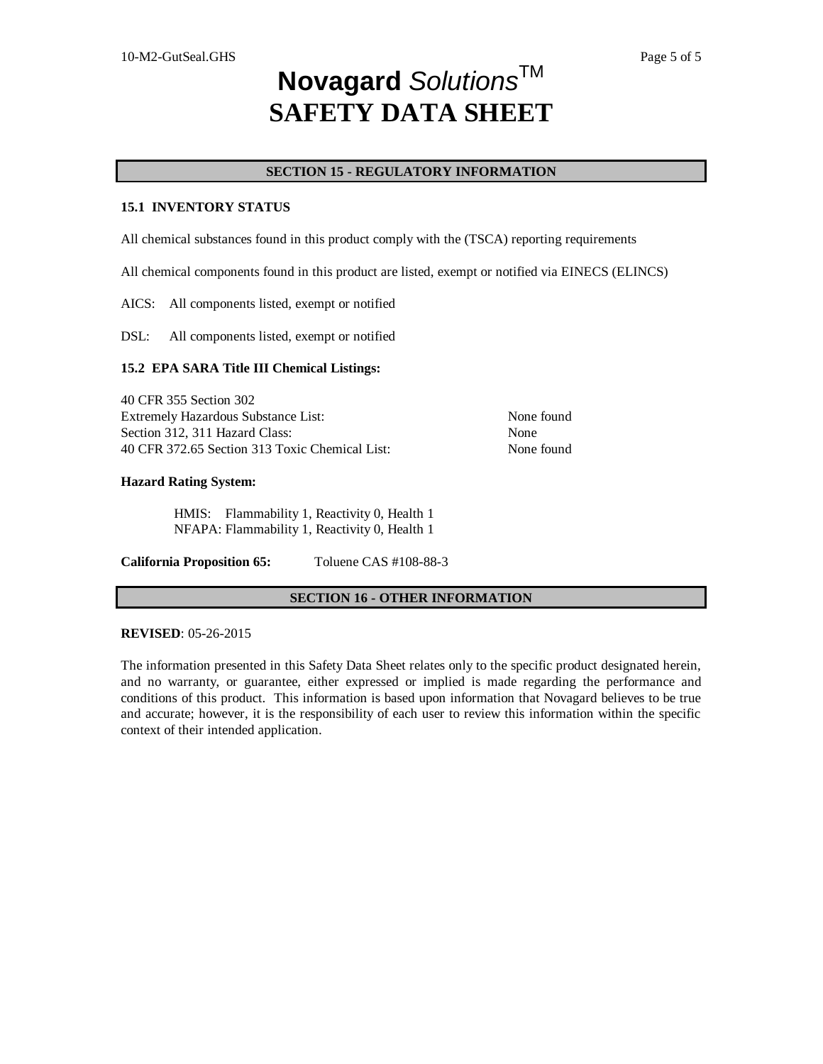# Novagard *Solutions*™
# SAFETY DATA SHEET

## SECTION 15 - REGULATORY INFORMATION

### 15.1 INVENTORY STATUS

All chemical substances found in this product comply with the (TSCA) reporting requirements

All chemical components found in this product are listed, exempt or notified via EINECS (ELINCS)

AICS: All components listed, exempt or notified

DSL: All components listed, exempt or notified

### 15.2 EPA SARA Title III Chemical Listings:

| | |
|---|---|
| 40 CFR 355 Section 302 | |
| Extremely Hazardous Substance List: | None found |
| Section 312, 311 Hazard Class: | None |
| 40 CFR 372.65 Section 313 Toxic Chemical List: | None found |

**Hazard Rating System:**

HMIS: Flammability 1, Reactivity 0, Health 1
NFAPA: Flammability 1, Reactivity 0, Health 1

**California Proposition 65:** Toluene CAS #108-88-3

## SECTION 16 - OTHER INFORMATION

**REVISED**: 05-26-2015

The information presented in this Safety Data Sheet relates only to the specific product designated herein, and no warranty, or guarantee, either expressed or implied is made regarding the performance and conditions of this product. This information is based upon information that Novagard believes to be true and accurate; however, it is the responsibility of each user to review this information within the specific context of their intended application.